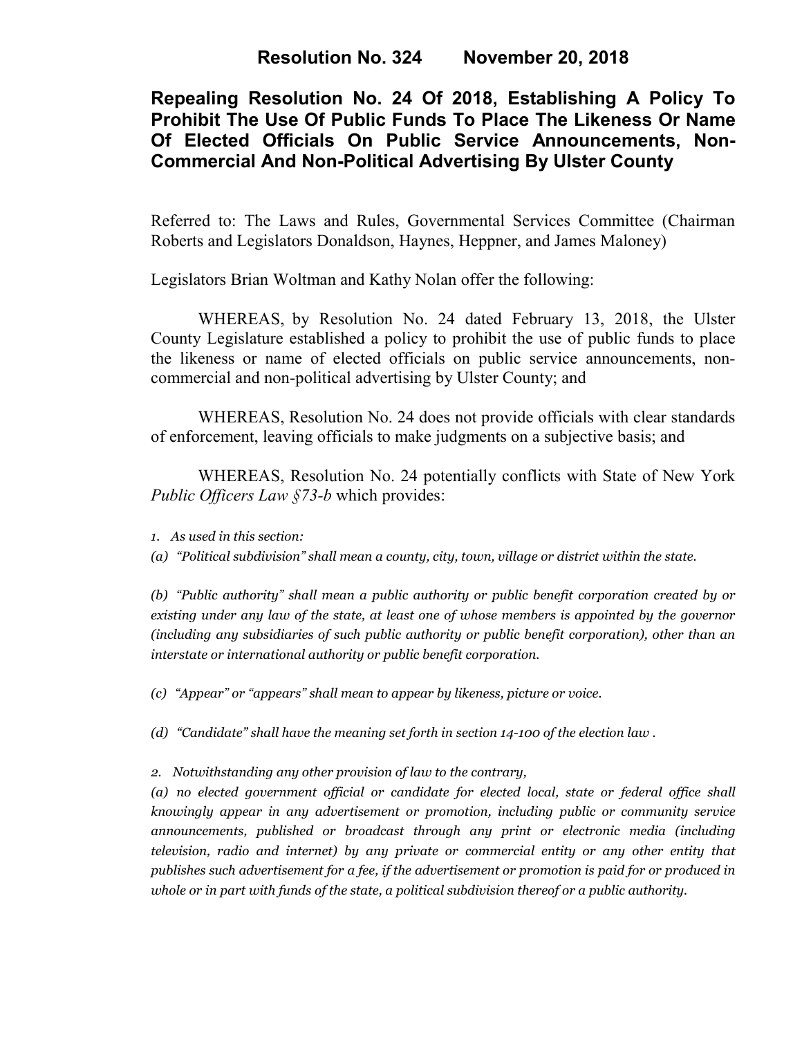# Resolution No. 324 November 20, 2018

## Repealing Resolution No. 24 Of 2018, Establishing A Policy To Prohibit The Use Of Public Funds To Place The Likeness Or Name Of Elected Officials On Public Service Announcements, Non-Commercial And Non-Political Advertising By Ulster County

Referred to: The Laws and Rules, Governmental Services Committee (Chairman Roberts and Legislators Donaldson, Haynes, Heppner, and James Maloney)

Legislators Brian Woltman and Kathy Nolan offer the following:

WHEREAS, by Resolution No. 24 dated February 13, 2018, the Ulster County Legislature established a policy to prohibit the use of public funds to place the likeness or name of elected officials on public service announcements, non-commercial and non-political advertising by Ulster County; and

WHEREAS, Resolution No. 24 does not provide officials with clear standards of enforcement, leaving officials to make judgments on a subjective basis; and

WHEREAS, Resolution No. 24 potentially conflicts with State of New York *Public Officers Law §73-b* which provides:

*1. As used in this section:*

*(a) "Political subdivision" shall mean a county, city, town, village or district within the state.*

*(b) "Public authority" shall mean a public authority or public benefit corporation created by or existing under any law of the state, at least one of whose members is appointed by the governor (including any subsidiaries of such public authority or public benefit corporation), other than an interstate or international authority or public benefit corporation.*

*(c) "Appear" or "appears" shall mean to appear by likeness, picture or voice.*

*(d) "Candidate" shall have the meaning set forth in section 14-100 of the election law .*

*2. Notwithstanding any other provision of law to the contrary,*

*(a) no elected government official or candidate for elected local, state or federal office shall knowingly appear in any advertisement or promotion, including public or community service announcements, published or broadcast through any print or electronic media (including television, radio and internet) by any private or commercial entity or any other entity that publishes such advertisement for a fee, if the advertisement or promotion is paid for or produced in whole or in part with funds of the state, a political subdivision thereof or a public authority.*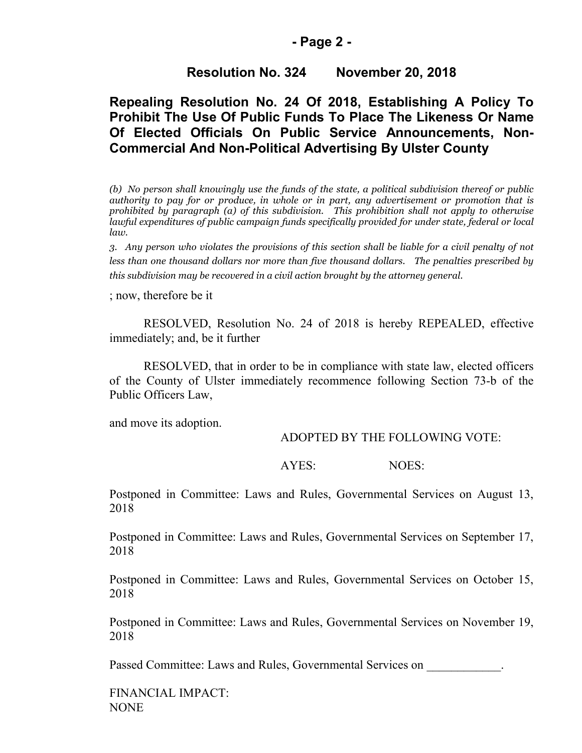## Resolution No. 324 November 20, 2018

## Repealing Resolution No. 24 Of 2018, Establishing A Policy To Prohibit The Use Of Public Funds To Place The Likeness Or Name Of Elected Officials On Public Service Announcements, Non-Commercial And Non-Political Advertising By Ulster County

*(b) No person shall knowingly use the funds of the state, a political subdivision thereof or public authority to pay for or produce, in whole or in part, any advertisement or promotion that is prohibited by paragraph (a) of this subdivision. This prohibition shall not apply to otherwise lawful expenditures of public campaign funds specifically provided for under state, federal or local law.*

*3. Any person who violates the provisions of this section shall be liable for a civil penalty of not less than one thousand dollars nor more than five thousand dollars. The penalties prescribed by this subdivision may be recovered in a civil action brought by the attorney general.*

; now, therefore be it

RESOLVED, Resolution No. 24 of 2018 is hereby REPEALED, effective immediately; and, be it further

RESOLVED, that in order to be in compliance with state law, elected officers of the County of Ulster immediately recommence following Section 73-b of the Public Officers Law,

and move its adoption.

ADOPTED BY THE FOLLOWING VOTE:

AYES: NOES:

Postponed in Committee: Laws and Rules, Governmental Services on August 13, 2018

Postponed in Committee: Laws and Rules, Governmental Services on September 17, 2018

Postponed in Committee: Laws and Rules, Governmental Services on October 15, 2018

Postponed in Committee: Laws and Rules, Governmental Services on November 19, 2018

Passed Committee: Laws and Rules, Governmental Services on ____________.

FINANCIAL IMPACT:
NONE